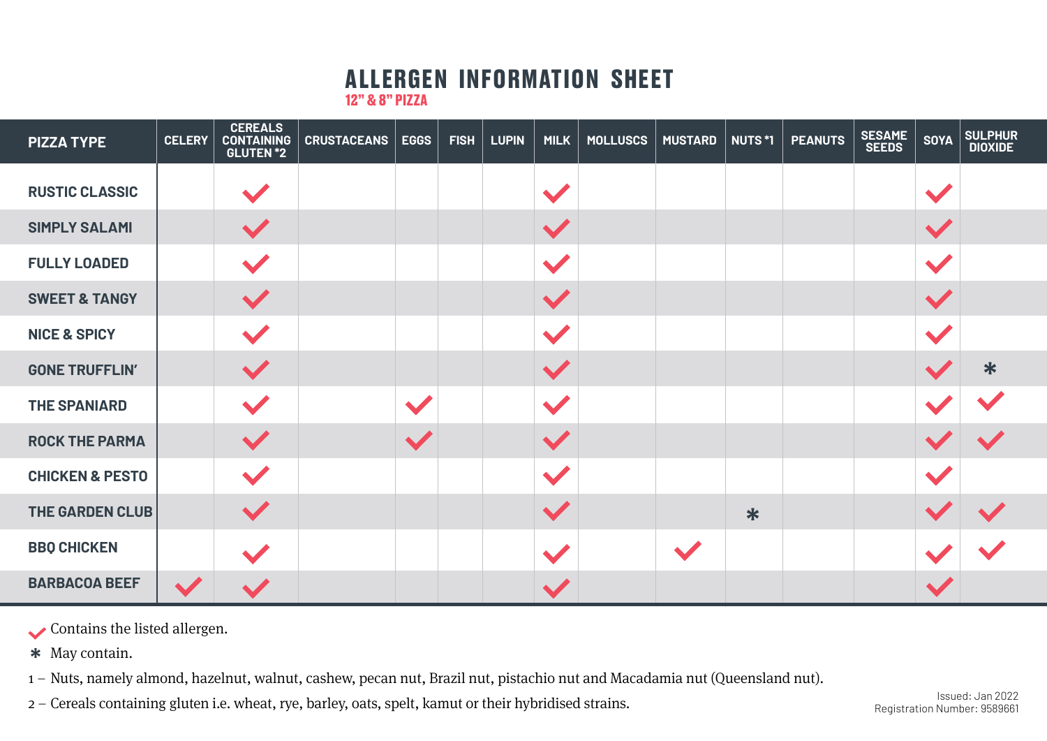# ALLERGEN INFORMATION SHEET

## 12" & 8" PIZZA

| PIZZA TYPE | CELERY | CEREALS CONTAINING GLUTEN *2 | CRUSTACEANS | EGGS | FISH | LUPIN | MILK | MOLLUSCS | MUSTARD | NUTS *1 | PEANUTS | SESAME SEEDS | SOYA | SULPHUR DIOXIDE |
|---|---|---|---|---|---|---|---|---|---|---|---|---|---|---|
| RUSTIC CLASSIC | | ✓ | | | | | ✓ | | | | | | ✓ | |
| SIMPLY SALAMI | | ✓ | | | | | ✓ | | | | | | ✓ | |
| FULLY LOADED | | ✓ | | | | | ✓ | | | | | | ✓ | |
| SWEET & TANGY | | ✓ | | | | | ✓ | | | | | | ✓ | |
| NICE & SPICY | | ✓ | | | | | ✓ | | | | | | ✓ | |
| GONE TRUFFLIN' | | ✓ | | | | | ✓ | | | | | | ✓ | * |
| THE SPANIARD | | ✓ | | ✓ | | | ✓ | | | | | | ✓ | ✓ |
| ROCK THE PARMA | | ✓ | | ✓ | | | ✓ | | | | | | ✓ | ✓ |
| CHICKEN & PESTO | | ✓ | | | | | ✓ | | | | | | ✓ | |
| THE GARDEN CLUB | | ✓ | | | | | ✓ | | | * | | | ✓ | ✓ |
| BBQ CHICKEN | | ✓ | | | | | ✓ | | ✓ | | | | ✓ | ✓ |
| BARBACOA BEEF | ✓ | ✓ | | | | | ✓ | | | | | | ✓ | |

✓ Contains the listed allergen.

* May contain.

1 – Nuts, namely almond, hazelnut, walnut, cashew, pecan nut, Brazil nut, pistachio nut and Macadamia nut (Queensland nut).

2 – Cereals containing gluten i.e. wheat, rye, barley, oats, spelt, kamut or their hybridised strains.

Issued: Jan 2022
Registration Number: 9589661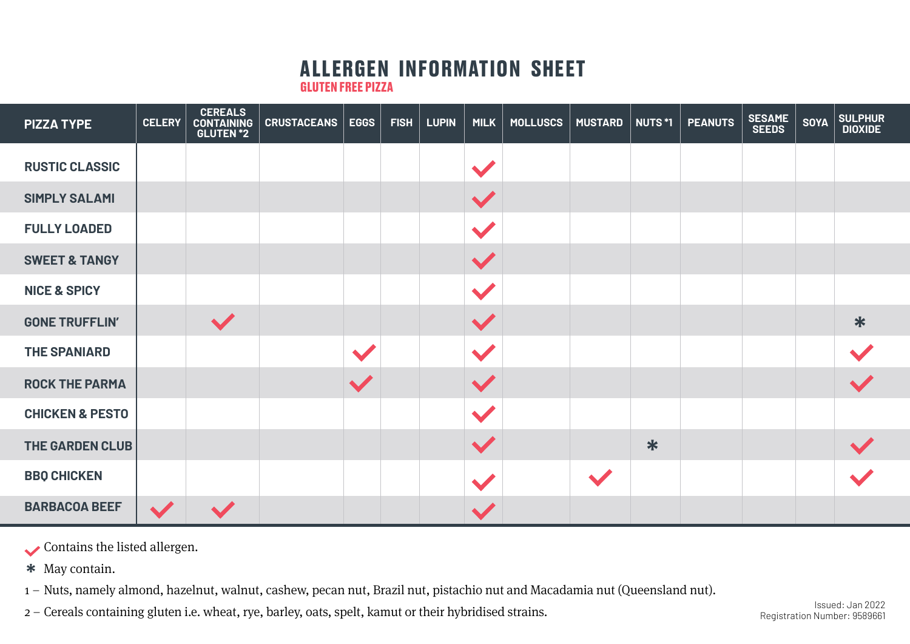# ALLERGEN INFORMATION SHEET

## GLUTEN FREE PIZZA

| PIZZA TYPE | CELERY | CEREALS CONTAINING GLUTEN *2 | CRUSTACEANS | EGGS | FISH | LUPIN | MILK | MOLLUSCS | MUSTARD | NUTS *1 | PEANUTS | SESAME SEEDS | SOYA | SULPHUR DIOXIDE |
|---|---|---|---|---|---|---|---|---|---|---|---|---|---|---|
| RUSTIC CLASSIC | | | | | | | ✓ | | | | | | | |
| SIMPLY SALAMI | | | | | | | ✓ | | | | | | | |
| FULLY LOADED | | | | | | | ✓ | | | | | | | |
| SWEET & TANGY | | | | | | | ✓ | | | | | | | |
| NICE & SPICY | | | | | | | ✓ | | | | | | | |
| GONE TRUFFLIN' | | ✓ | | | | | ✓ | | | | | | | * |
| THE SPANIARD | | | | ✓ | | | ✓ | | | | | | | ✓ |
| ROCK THE PARMA | | | | ✓ | | | ✓ | | | | | | | ✓ |
| CHICKEN & PESTO | | | | | | | ✓ | | | | | | | |
| THE GARDEN CLUB | | | | | | | ✓ | | | * | | | | ✓ |
| BBQ CHICKEN | | | | | | | ✓ | | ✓ | | | | | ✓ |
| BARBACOA BEEF | ✓ | ✓ | | | | | ✓ | | | | | | | |

✓ Contains the listed allergen.

\* May contain.

1 – Nuts, namely almond, hazelnut, walnut, cashew, pecan nut, Brazil nut, pistachio nut and Macadamia nut (Queensland nut).

2 – Cereals containing gluten i.e. wheat, rye, barley, oats, spelt, kamut or their hybridised strains.

Issued: Jan 2022
Registration Number: 9589661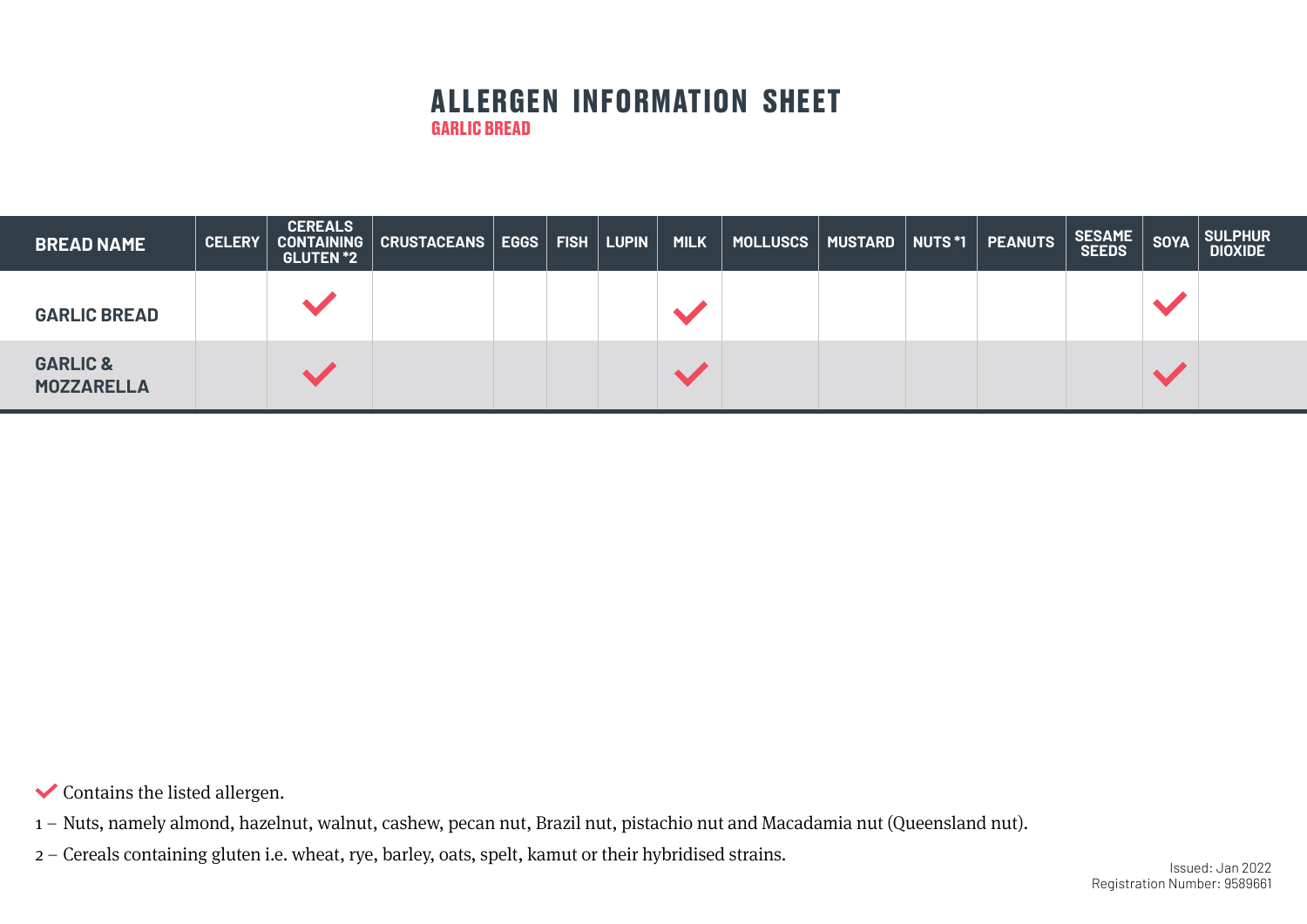# ALLERGEN INFORMATION SHEET

## GARLIC BREAD

| BREAD NAME | CELERY | CEREALS CONTAINING GLUTEN *2 | CRUSTACEANS | EGGS | FISH | LUPIN | MILK | MOLLUSCS | MUSTARD | NUTS *1 | PEANUTS | SESAME SEEDS | SOYA | SULPHUR DIOXIDE |
|---|---|---|---|---|---|---|---|---|---|---|---|---|---|---|
| GARLIC BREAD | | ✔ | | | | | ✔ | | | | | | ✔ | |
| GARLIC & MOZZARELLA | | ✔ | | | | | ✔ | | | | | | ✔ | |

✔ Contains the listed allergen.

1 – Nuts, namely almond, hazelnut, walnut, cashew, pecan nut, Brazil nut, pistachio nut and Macadamia nut (Queensland nut).

2 – Cereals containing gluten i.e. wheat, rye, barley, oats, spelt, kamut or their hybridised strains.

Issued: Jan 2022
Registration Number: 9589661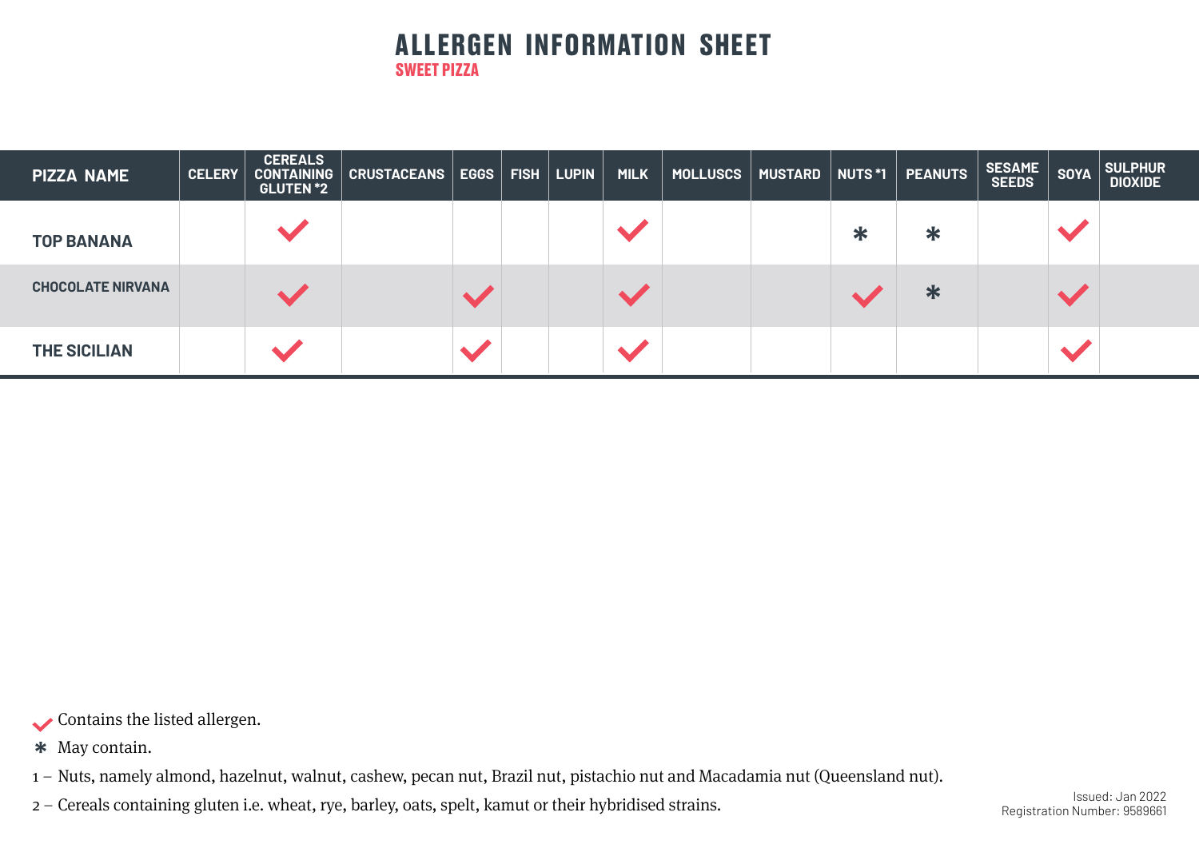# ALLERGEN INFORMATION SHEET

## SWEET PIZZA

| PIZZA NAME | CELERY | CEREALS CONTAINING GLUTEN *2 | CRUSTACEANS | EGGS | FISH | LUPIN | MILK | MOLLUSCS | MUSTARD | NUTS *1 | PEANUTS | SESAME SEEDS | SOYA | SULPHUR DIOXIDE |
|---|---|---|---|---|---|---|---|---|---|---|---|---|---|---|
| TOP BANANA | | ✓ | | | | | ✓ | | | * | * | | ✓ | |
| CHOCOLATE NIRVANA | | ✓ | | ✓ | | | ✓ | | | ✓ | * | | ✓ | |
| THE SICILIAN | | ✓ | | ✓ | | | ✓ | | | | | | ✓ | |

✓ Contains the listed allergen.

* May contain.

1 – Nuts, namely almond, hazelnut, walnut, cashew, pecan nut, Brazil nut, pistachio nut and Macadamia nut (Queensland nut).

2 – Cereals containing gluten i.e. wheat, rye, barley, oats, spelt, kamut or their hybridised strains.

Issued: Jan 2022
Registration Number: 9589661